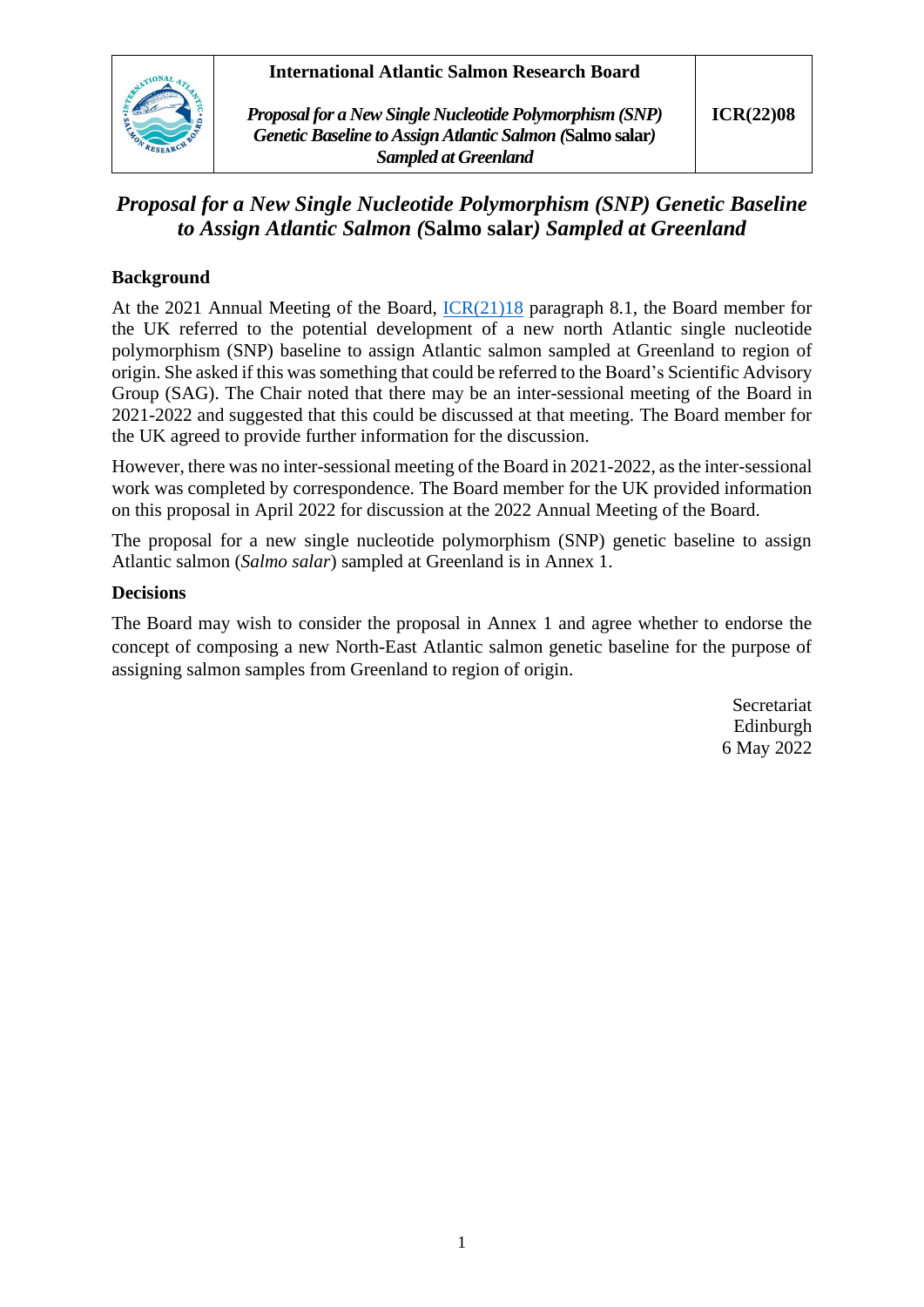| | International Atlantic Salmon Research Board | |
|---|---|---|
| | *Proposal for a New Single Nucleotide Polymorphism (SNP) Genetic Baseline to Assign Atlantic Salmon (*Salmo salar*) Sampled at Greenland* | **ICR(22)08** |

# *Proposal for a New Single Nucleotide Polymorphism (SNP) Genetic Baseline to Assign Atlantic Salmon (*Salmo salar*) Sampled at Greenland*

## Background

At the 2021 Annual Meeting of the Board, ICR(21)18 paragraph 8.1, the Board member for the UK referred to the potential development of a new north Atlantic single nucleotide polymorphism (SNP) baseline to assign Atlantic salmon sampled at Greenland to region of origin. She asked if this was something that could be referred to the Board's Scientific Advisory Group (SAG). The Chair noted that there may be an inter-sessional meeting of the Board in 2021-2022 and suggested that this could be discussed at that meeting. The Board member for the UK agreed to provide further information for the discussion.

However, there was no inter-sessional meeting of the Board in 2021-2022, as the inter-sessional work was completed by correspondence. The Board member for the UK provided information on this proposal in April 2022 for discussion at the 2022 Annual Meeting of the Board.

The proposal for a new single nucleotide polymorphism (SNP) genetic baseline to assign Atlantic salmon (*Salmo salar*) sampled at Greenland is in Annex 1.

## Decisions

The Board may wish to consider the proposal in Annex 1 and agree whether to endorse the concept of composing a new North-East Atlantic salmon genetic baseline for the purpose of assigning salmon samples from Greenland to region of origin.

Secretariat
Edinburgh
6 May 2022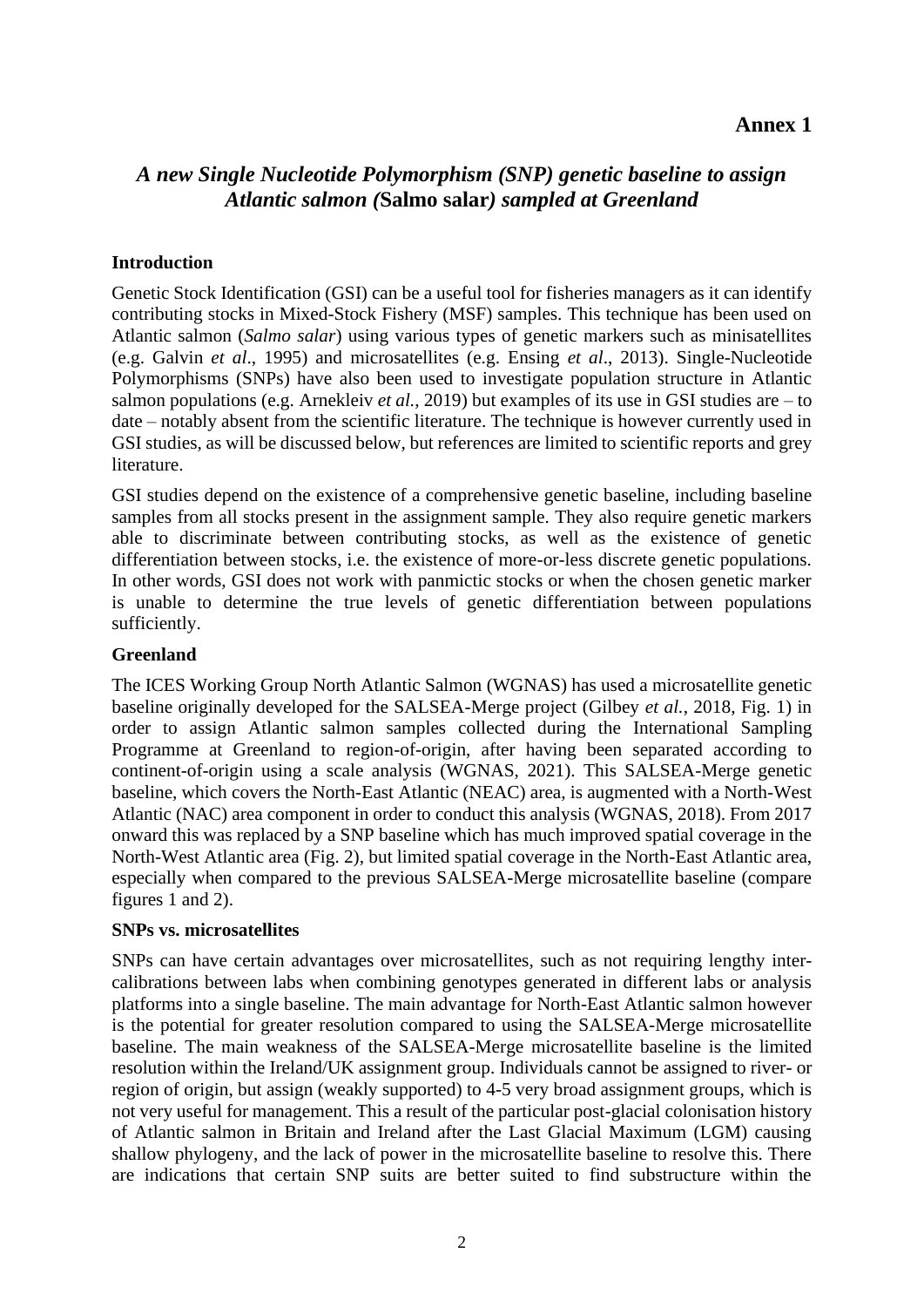## Annex 1

## *A new Single Nucleotide Polymorphism (SNP) genetic baseline to assign Atlantic salmon (*Salmo salar*) sampled at Greenland*

### Introduction

Genetic Stock Identification (GSI) can be a useful tool for fisheries managers as it can identify contributing stocks in Mixed-Stock Fishery (MSF) samples. This technique has been used on Atlantic salmon (*Salmo salar*) using various types of genetic markers such as minisatellites (e.g. Galvin *et al*., 1995) and microsatellites (e.g. Ensing *et al*., 2013). Single-Nucleotide Polymorphisms (SNPs) have also been used to investigate population structure in Atlantic salmon populations (e.g. Arnekleiv *et al.*, 2019) but examples of its use in GSI studies are – to date – notably absent from the scientific literature. The technique is however currently used in GSI studies, as will be discussed below, but references are limited to scientific reports and grey literature.

GSI studies depend on the existence of a comprehensive genetic baseline, including baseline samples from all stocks present in the assignment sample. They also require genetic markers able to discriminate between contributing stocks, as well as the existence of genetic differentiation between stocks, i.e. the existence of more-or-less discrete genetic populations. In other words, GSI does not work with panmictic stocks or when the chosen genetic marker is unable to determine the true levels of genetic differentiation between populations sufficiently.

### Greenland

The ICES Working Group North Atlantic Salmon (WGNAS) has used a microsatellite genetic baseline originally developed for the SALSEA-Merge project (Gilbey *et al.*, 2018, Fig. 1) in order to assign Atlantic salmon samples collected during the International Sampling Programme at Greenland to region-of-origin, after having been separated according to continent-of-origin using a scale analysis (WGNAS, 2021). This SALSEA-Merge genetic baseline, which covers the North-East Atlantic (NEAC) area, is augmented with a North-West Atlantic (NAC) area component in order to conduct this analysis (WGNAS, 2018). From 2017 onward this was replaced by a SNP baseline which has much improved spatial coverage in the North-West Atlantic area (Fig. 2), but limited spatial coverage in the North-East Atlantic area, especially when compared to the previous SALSEA-Merge microsatellite baseline (compare figures 1 and 2).

### SNPs vs. microsatellites

SNPs can have certain advantages over microsatellites, such as not requiring lengthy inter-calibrations between labs when combining genotypes generated in different labs or analysis platforms into a single baseline. The main advantage for North-East Atlantic salmon however is the potential for greater resolution compared to using the SALSEA-Merge microsatellite baseline. The main weakness of the SALSEA-Merge microsatellite baseline is the limited resolution within the Ireland/UK assignment group. Individuals cannot be assigned to river- or region of origin, but assign (weakly supported) to 4-5 very broad assignment groups, which is not very useful for management. This a result of the particular post-glacial colonisation history of Atlantic salmon in Britain and Ireland after the Last Glacial Maximum (LGM) causing shallow phylogeny, and the lack of power in the microsatellite baseline to resolve this. There are indications that certain SNP suits are better suited to find substructure within the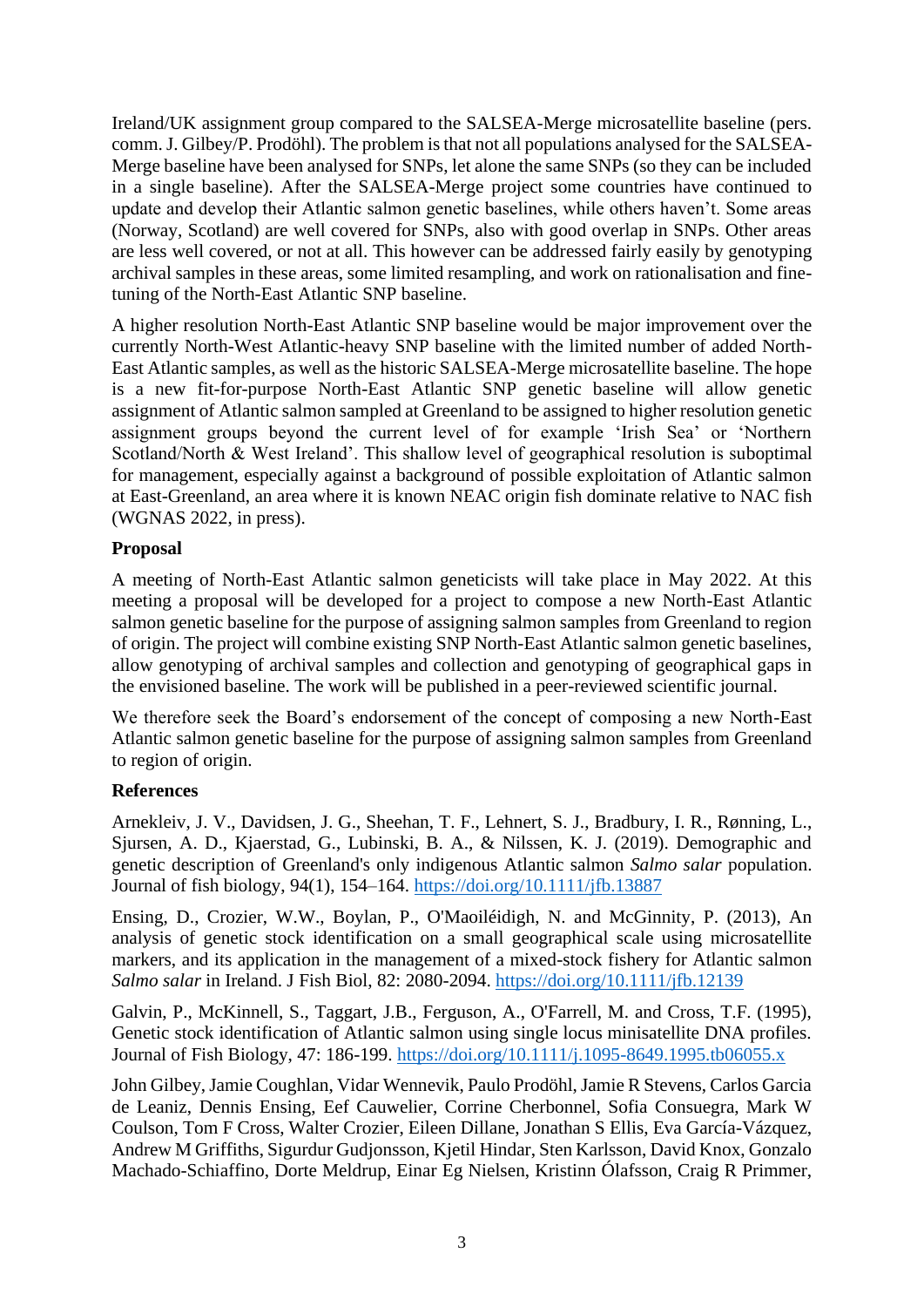Ireland/UK assignment group compared to the SALSEA-Merge microsatellite baseline (pers. comm. J. Gilbey/P. Prodöhl). The problem is that not all populations analysed for the SALSEA-Merge baseline have been analysed for SNPs, let alone the same SNPs (so they can be included in a single baseline). After the SALSEA-Merge project some countries have continued to update and develop their Atlantic salmon genetic baselines, while others haven't. Some areas (Norway, Scotland) are well covered for SNPs, also with good overlap in SNPs. Other areas are less well covered, or not at all. This however can be addressed fairly easily by genotyping archival samples in these areas, some limited resampling, and work on rationalisation and fine-tuning of the North-East Atlantic SNP baseline.

A higher resolution North-East Atlantic SNP baseline would be major improvement over the currently North-West Atlantic-heavy SNP baseline with the limited number of added North-East Atlantic samples, as well as the historic SALSEA-Merge microsatellite baseline. The hope is a new fit-for-purpose North-East Atlantic SNP genetic baseline will allow genetic assignment of Atlantic salmon sampled at Greenland to be assigned to higher resolution genetic assignment groups beyond the current level of for example 'Irish Sea' or 'Northern Scotland/North & West Ireland'. This shallow level of geographical resolution is suboptimal for management, especially against a background of possible exploitation of Atlantic salmon at East-Greenland, an area where it is known NEAC origin fish dominate relative to NAC fish (WGNAS 2022, in press).

## Proposal

A meeting of North-East Atlantic salmon geneticists will take place in May 2022. At this meeting a proposal will be developed for a project to compose a new North-East Atlantic salmon genetic baseline for the purpose of assigning salmon samples from Greenland to region of origin. The project will combine existing SNP North-East Atlantic salmon genetic baselines, allow genotyping of archival samples and collection and genotyping of geographical gaps in the envisioned baseline. The work will be published in a peer-reviewed scientific journal.

We therefore seek the Board's endorsement of the concept of composing a new North-East Atlantic salmon genetic baseline for the purpose of assigning salmon samples from Greenland to region of origin.

## References

Arnekleiv, J. V., Davidsen, J. G., Sheehan, T. F., Lehnert, S. J., Bradbury, I. R., Rønning, L., Sjursen, A. D., Kjaerstad, G., Lubinski, B. A., & Nilssen, K. J. (2019). Demographic and genetic description of Greenland's only indigenous Atlantic salmon *Salmo salar* population. Journal of fish biology, 94(1), 154–164. https://doi.org/10.1111/jfb.13887

Ensing, D., Crozier, W.W., Boylan, P., O'Maoiléidigh, N. and McGinnity, P. (2013), An analysis of genetic stock identification on a small geographical scale using microsatellite markers, and its application in the management of a mixed-stock fishery for Atlantic salmon *Salmo salar* in Ireland. J Fish Biol, 82: 2080-2094. https://doi.org/10.1111/jfb.12139

Galvin, P., McKinnell, S., Taggart, J.B., Ferguson, A., O'Farrell, M. and Cross, T.F. (1995), Genetic stock identification of Atlantic salmon using single locus minisatellite DNA profiles. Journal of Fish Biology, 47: 186-199. https://doi.org/10.1111/j.1095-8649.1995.tb06055.x

John Gilbey, Jamie Coughlan, Vidar Wennevik, Paulo Prodöhl, Jamie R Stevens, Carlos Garcia de Leaniz, Dennis Ensing, Eef Cauwelier, Corrine Cherbonnel, Sofia Consuegra, Mark W Coulson, Tom F Cross, Walter Crozier, Eileen Dillane, Jonathan S Ellis, Eva García-Vázquez, Andrew M Griffiths, Sigurdur Gudjonsson, Kjetil Hindar, Sten Karlsson, David Knox, Gonzalo Machado-Schiaffino, Dorte Meldrup, Einar Eg Nielsen, Kristinn Ólafsson, Craig R Primmer,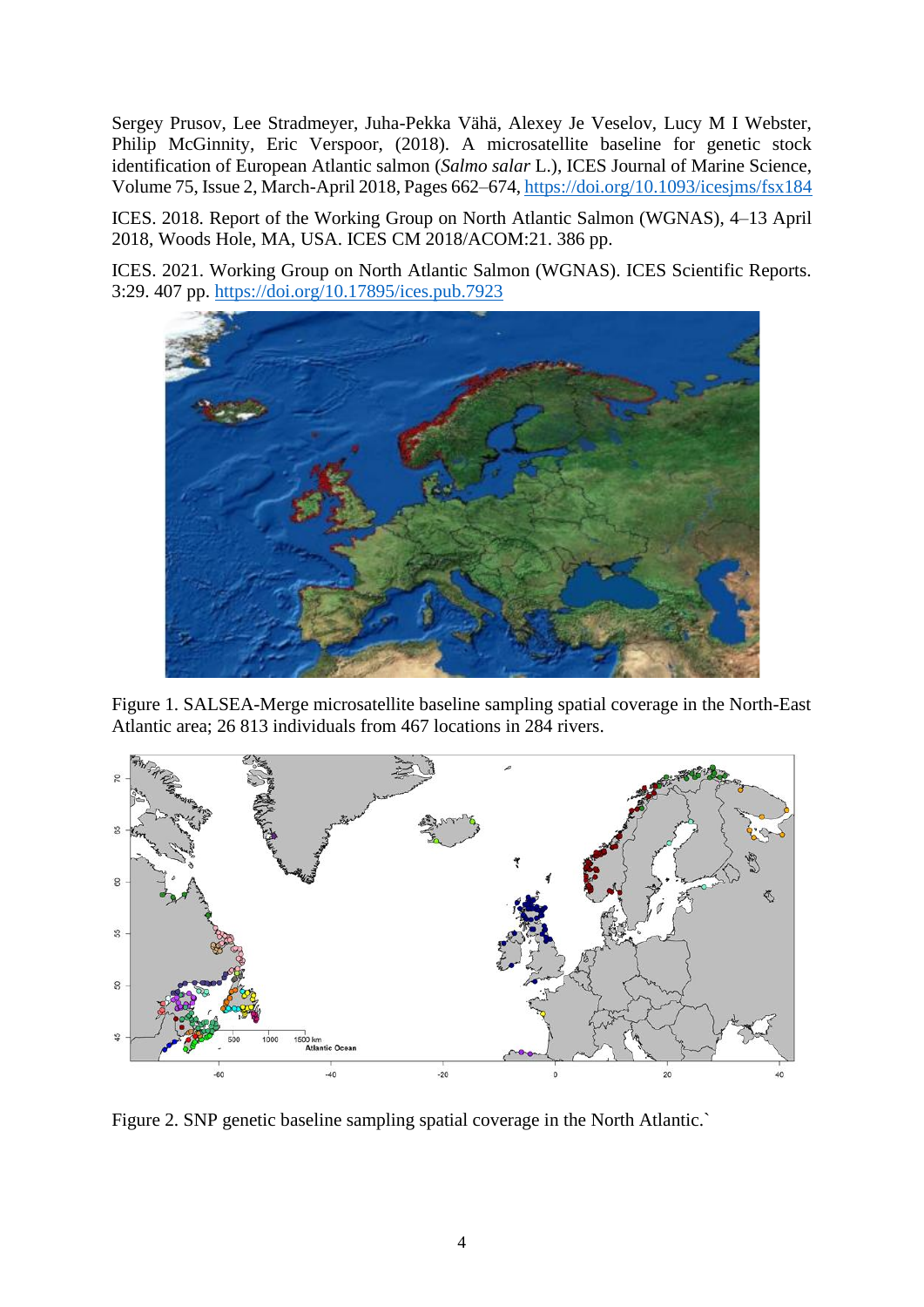Sergey Prusov, Lee Stradmeyer, Juha-Pekka Vähä, Alexey Je Veselov, Lucy M I Webster, Philip McGinnity, Eric Verspoor, (2018). A microsatellite baseline for genetic stock identification of European Atlantic salmon (*Salmo salar* L.), ICES Journal of Marine Science, Volume 75, Issue 2, March-April 2018, Pages 662–674, https://doi.org/10.1093/icesjms/fsx184

ICES. 2018. Report of the Working Group on North Atlantic Salmon (WGNAS), 4–13 April 2018, Woods Hole, MA, USA. ICES CM 2018/ACOM:21. 386 pp.

ICES. 2021. Working Group on North Atlantic Salmon (WGNAS). ICES Scientific Reports. 3:29. 407 pp. https://doi.org/10.17895/ices.pub.7923

Figure 1. SALSEA-Merge microsatellite baseline sampling spatial coverage in the North-East Atlantic area; 26 813 individuals from 467 locations in 284 rivers.

70
65
60
55
50
45
-60
-40
-20
0
20
40
500
1000
1500 km
Atlantic Ocean

Figure 2. SNP genetic baseline sampling spatial coverage in the North Atlantic.`